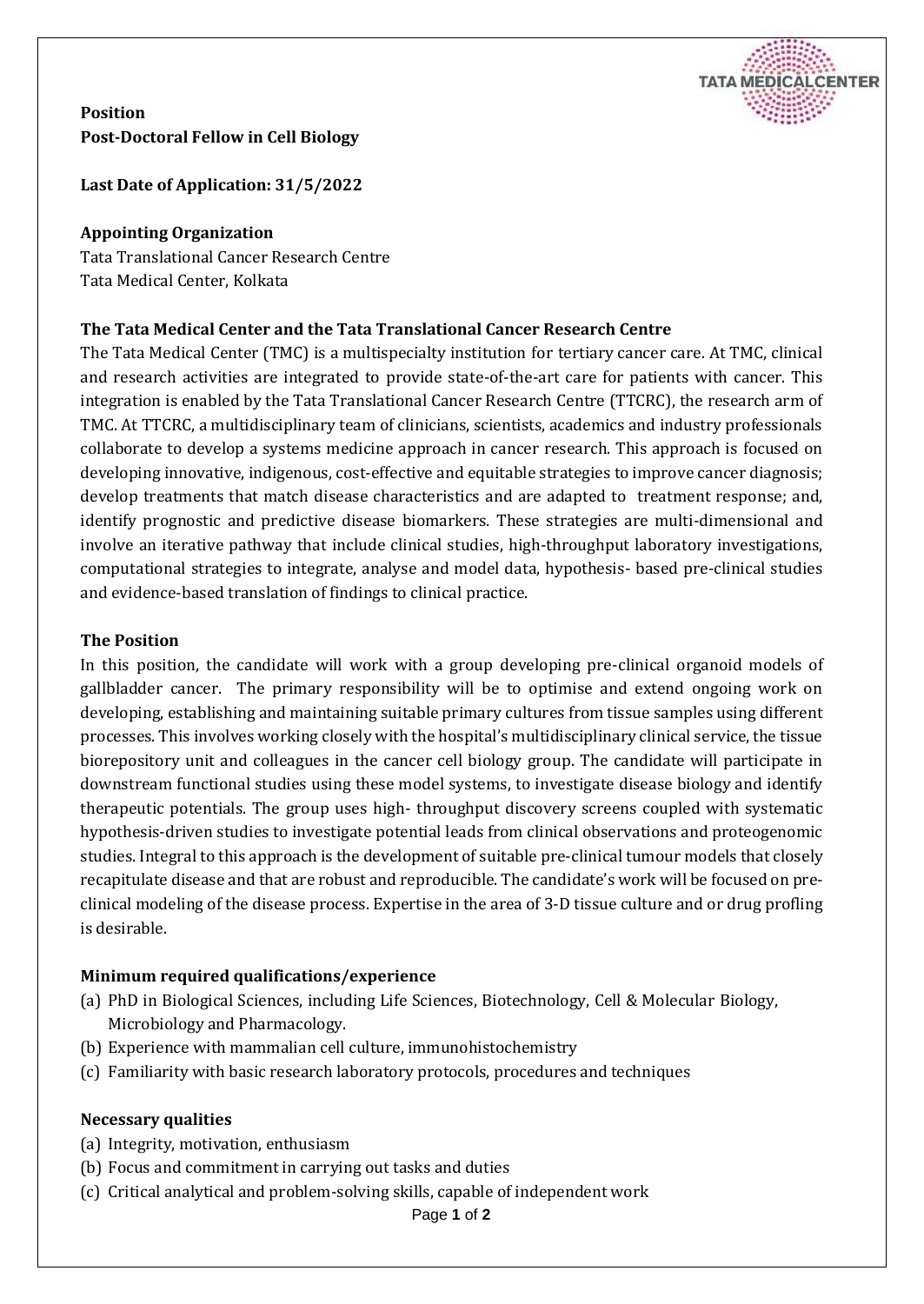**Position**
**Post-Doctoral Fellow in Cell Biology**

**Last Date of Application: 31/5/2022**

**Appointing Organization**
Tata Translational Cancer Research Centre
Tata Medical Center, Kolkata

**The Tata Medical Center and the Tata Translational Cancer Research Centre**

The Tata Medical Center (TMC) is a multispecialty institution for tertiary cancer care. At TMC, clinical and research activities are integrated to provide state-of-the-art care for patients with cancer. This integration is enabled by the Tata Translational Cancer Research Centre (TTCRC), the research arm of TMC. At TTCRC, a multidisciplinary team of clinicians, scientists, academics and industry professionals collaborate to develop a systems medicine approach in cancer research. This approach is focused on developing innovative, indigenous, cost-effective and equitable strategies to improve cancer diagnosis; develop treatments that match disease characteristics and are adapted to treatment response; and, identify prognostic and predictive disease biomarkers. These strategies are multi-dimensional and involve an iterative pathway that include clinical studies, high-throughput laboratory investigations, computational strategies to integrate, analyse and model data, hypothesis- based pre-clinical studies and evidence-based translation of findings to clinical practice.

**The Position**

In this position, the candidate will work with a group developing pre-clinical organoid models of gallbladder cancer. The primary responsibility will be to optimise and extend ongoing work on developing, establishing and maintaining suitable primary cultures from tissue samples using different processes. This involves working closely with the hospital's multidisciplinary clinical service, the tissue biorepository unit and colleagues in the cancer cell biology group. The candidate will participate in downstream functional studies using these model systems, to investigate disease biology and identify therapeutic potentials. The group uses high- throughput discovery screens coupled with systematic hypothesis-driven studies to investigate potential leads from clinical observations and proteogenomic studies. Integral to this approach is the development of suitable pre-clinical tumour models that closely recapitulate disease and that are robust and reproducible. The candidate's work will be focused on pre-clinical modeling of the disease process. Expertise in the area of 3-D tissue culture and or drug profling is desirable.

**Minimum required qualifications/experience**

(a) PhD in Biological Sciences, including Life Sciences, Biotechnology, Cell & Molecular Biology, Microbiology and Pharmacology.
(b) Experience with mammalian cell culture, immunohistochemistry
(c) Familiarity with basic research laboratory protocols, procedures and techniques

**Necessary qualities**

(a) Integrity, motivation, enthusiasm
(b) Focus and commitment in carrying out tasks and duties
(c) Critical analytical and problem-solving skills, capable of independent work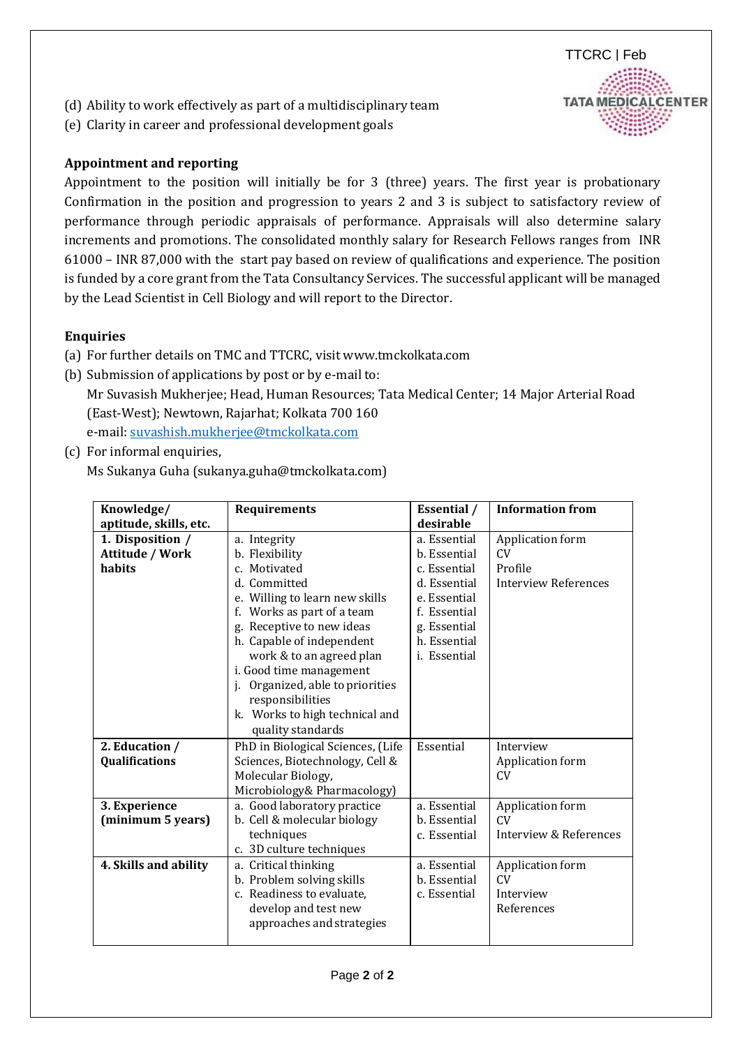(d) Ability to work effectively as part of a multidisciplinary team
(e) Clarity in career and professional development goals

**Appointment and reporting**

Appointment to the position will initially be for 3 (three) years. The first year is probationary Confirmation in the position and progression to years 2 and 3 is subject to satisfactory review of performance through periodic appraisals of performance. Appraisals will also determine salary increments and promotions. The consolidated monthly salary for Research Fellows ranges from INR 61000 – INR 87,000 with the start pay based on review of qualifications and experience. The position is funded by a core grant from the Tata Consultancy Services. The successful applicant will be managed by the Lead Scientist in Cell Biology and will report to the Director.

**Enquiries**

(a) For further details on TMC and TTCRC, visit www.tmckolkata.com
(b) Submission of applications by post or by e-mail to:
Mr Suvasish Mukherjee; Head, Human Resources; Tata Medical Center; 14 Major Arterial Road (East-West); Newtown, Rajarhat; Kolkata 700 160
e-mail: suvashish.mukherjee@tmckolkata.com
(c) For informal enquiries,
Ms Sukanya Guha (sukanya.guha@tmckolkata.com)

| Knowledge/ aptitude, skills, etc. | Requirements | Essential / desirable | Information from |
|---|---|---|---|
| **1. Disposition / Attitude / Work habits** | a. Integrity<br>b. Flexibility<br>c. Motivated<br>d. Committed<br>e. Willing to learn new skills<br>f. Works as part of a team<br>g. Receptive to new ideas<br>h. Capable of independent work & to an agreed plan<br>i. Good time management<br>j. Organized, able to priorities responsibilities<br>k. Works to high technical and quality standards | a. Essential<br>b. Essential<br>c. Essential<br>d. Essential<br>e. Essential<br>f. Essential<br>g. Essential<br>h. Essential<br>i. Essential | Application form<br>CV<br>Profile<br>Interview References |
| **2. Education / Qualifications** | PhD in Biological Sciences, (Life Sciences, Biotechnology, Cell & Molecular Biology, Microbiology& Pharmacology) | Essential | Interview<br>Application form<br>CV |
| **3. Experience (minimum 5 years)** | a. Good laboratory practice<br>b. Cell & molecular biology techniques<br>c. 3D culture techniques | a. Essential<br>b. Essential<br>c. Essential | Application form<br>CV<br>Interview & References |
| **4. Skills and ability** | a. Critical thinking<br>b. Problem solving skills<br>c. Readiness to evaluate, develop and test new approaches and strategies | a. Essential<br>b. Essential<br>c. Essential | Application form<br>CV<br>Interview<br>References |